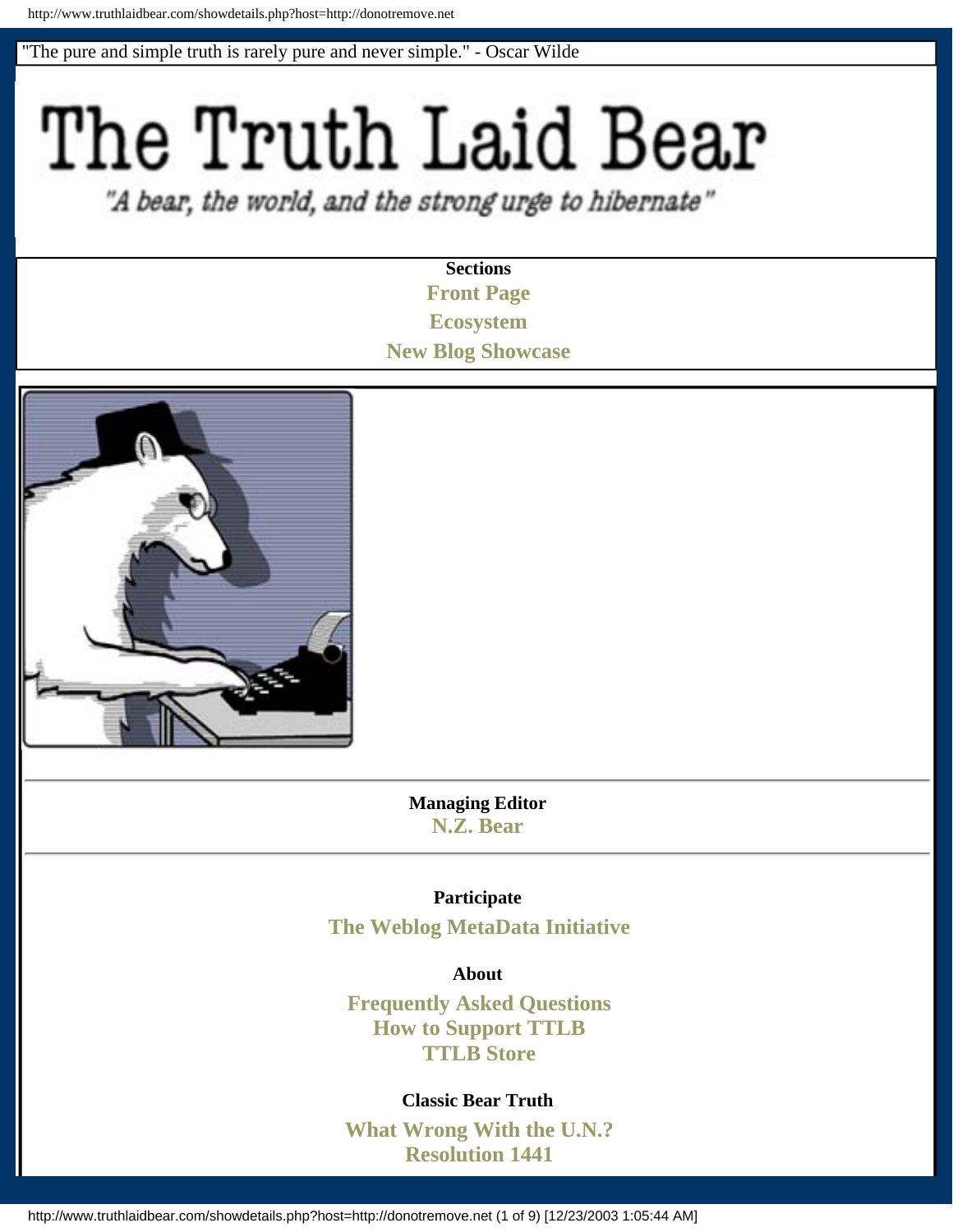"The pure and simple truth is rarely pure and never simple." - Oscar Wilde

# The Truth Laid Bear

*"A bear, the world, and the strong urge to hibernate"*

**Sections**

Front Page
Ecosystem
New Blog Showcase

**Managing Editor**

N.Z. Bear

**Participate**

The Weblog MetaData Initiative

**About**

Frequently Asked Questions
How to Support TTLB
TTLB Store

**Classic Bear Truth**

What Wrong With the U.N.?
Resolution 1441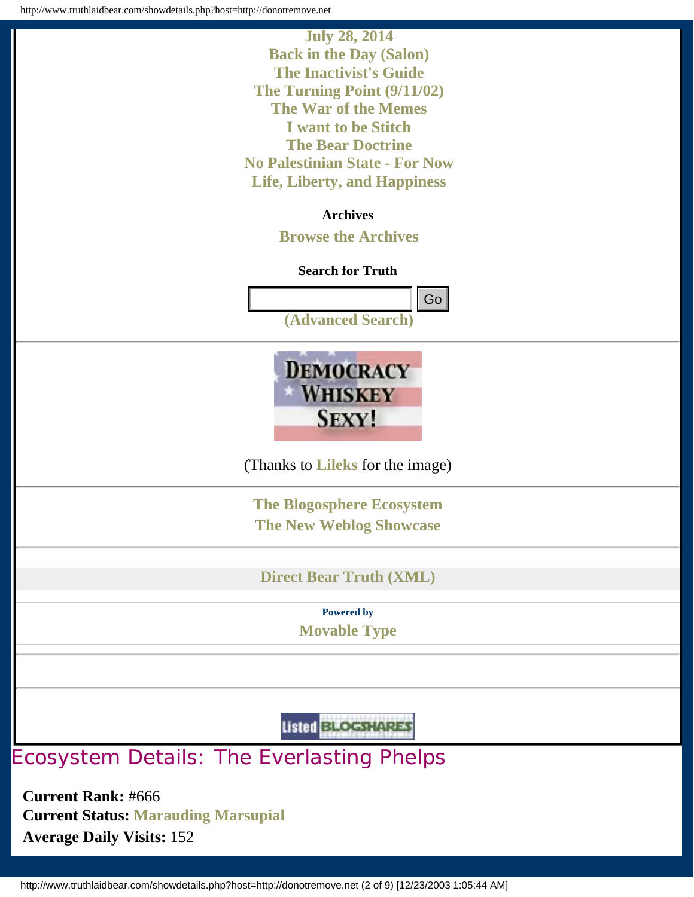July 28, 2014
Back in the Day (Salon)
The Inactivist's Guide
The Turning Point (9/11/02)
The War of the Memes
I want to be Stitch
The Bear Doctrine
No Palestinian State - For Now
Life, Liberty, and Happiness

**Archives**

Browse the Archives

**Search for Truth**

Go

(Advanced Search)

(Thanks to Lileks for the image)

The Blogosphere Ecosystem
The New Weblog Showcase

Direct Bear Truth (XML)

Powered by
Movable Type

# Ecosystem Details: The Everlasting Phelps

**Current Rank:** #666
**Current Status:** Marauding Marsupial
**Average Daily Visits:** 152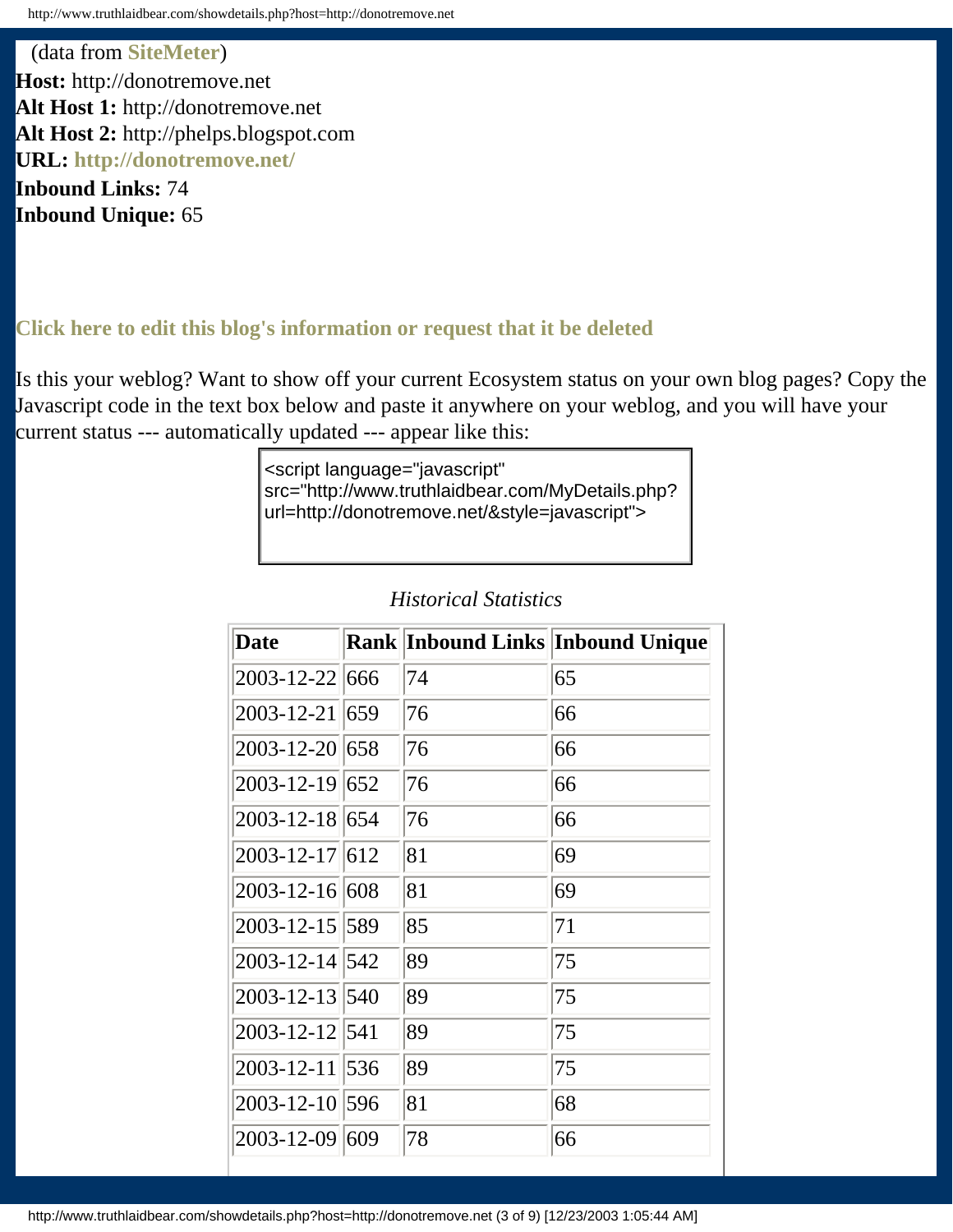(data from **SiteMeter**)

**Host:** http://donotremove.net
**Alt Host 1:** http://donotremove.net
**Alt Host 2:** http://phelps.blogspot.com
**URL:** **http://donotremove.net/**
**Inbound Links:** 74
**Inbound Unique:** 65

**Click here to edit this blog's information or request that it be deleted**

Is this your weblog? Want to show off your current Ecosystem status on your own blog pages? Copy the Javascript code in the text box below and paste it anywhere on your weblog, and you will have your current status --- automatically updated --- appear like this:

```
<script language="javascript"
src="http://www.truthlaidbear.com/MyDetails.php?
url=http://donotremove.net/&style=javascript">
```

*Historical Statistics*

| Date | Rank | Inbound Links | Inbound Unique |
|---|---|---|---|
| 2003-12-22 | 666 | 74 | 65 |
| 2003-12-21 | 659 | 76 | 66 |
| 2003-12-20 | 658 | 76 | 66 |
| 2003-12-19 | 652 | 76 | 66 |
| 2003-12-18 | 654 | 76 | 66 |
| 2003-12-17 | 612 | 81 | 69 |
| 2003-12-16 | 608 | 81 | 69 |
| 2003-12-15 | 589 | 85 | 71 |
| 2003-12-14 | 542 | 89 | 75 |
| 2003-12-13 | 540 | 89 | 75 |
| 2003-12-12 | 541 | 89 | 75 |
| 2003-12-11 | 536 | 89 | 75 |
| 2003-12-10 | 596 | 81 | 68 |
| 2003-12-09 | 609 | 78 | 66 |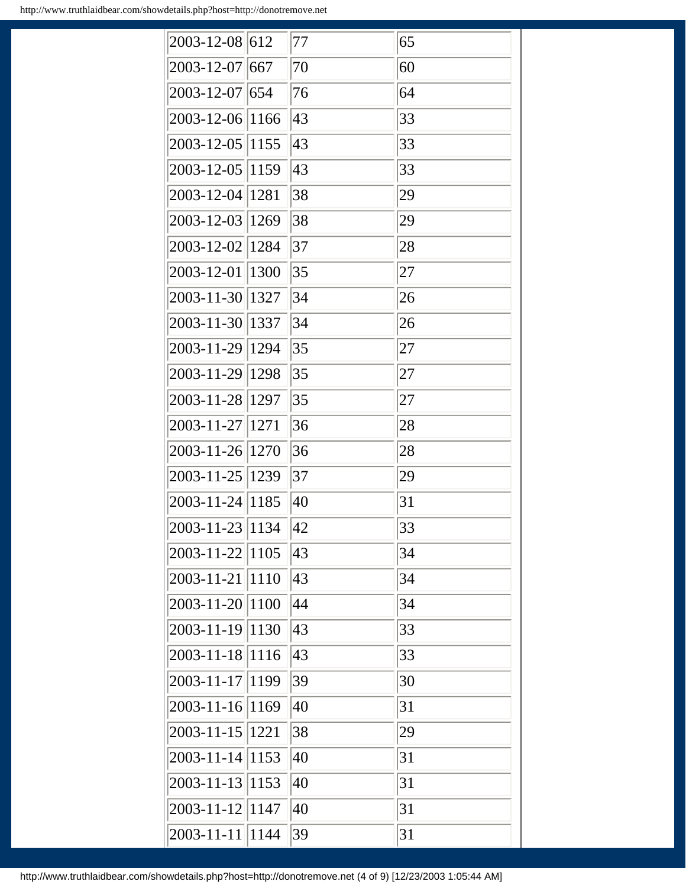| | | | |
|---|---|---|---|
| 2003-12-08 | 612 | 77 | 65 |
| 2003-12-07 | 667 | 70 | 60 |
| 2003-12-07 | 654 | 76 | 64 |
| 2003-12-06 | 1166 | 43 | 33 |
| 2003-12-05 | 1155 | 43 | 33 |
| 2003-12-05 | 1159 | 43 | 33 |
| 2003-12-04 | 1281 | 38 | 29 |
| 2003-12-03 | 1269 | 38 | 29 |
| 2003-12-02 | 1284 | 37 | 28 |
| 2003-12-01 | 1300 | 35 | 27 |
| 2003-11-30 | 1327 | 34 | 26 |
| 2003-11-30 | 1337 | 34 | 26 |
| 2003-11-29 | 1294 | 35 | 27 |
| 2003-11-29 | 1298 | 35 | 27 |
| 2003-11-28 | 1297 | 35 | 27 |
| 2003-11-27 | 1271 | 36 | 28 |
| 2003-11-26 | 1270 | 36 | 28 |
| 2003-11-25 | 1239 | 37 | 29 |
| 2003-11-24 | 1185 | 40 | 31 |
| 2003-11-23 | 1134 | 42 | 33 |
| 2003-11-22 | 1105 | 43 | 34 |
| 2003-11-21 | 1110 | 43 | 34 |
| 2003-11-20 | 1100 | 44 | 34 |
| 2003-11-19 | 1130 | 43 | 33 |
| 2003-11-18 | 1116 | 43 | 33 |
| 2003-11-17 | 1199 | 39 | 30 |
| 2003-11-16 | 1169 | 40 | 31 |
| 2003-11-15 | 1221 | 38 | 29 |
| 2003-11-14 | 1153 | 40 | 31 |
| 2003-11-13 | 1153 | 40 | 31 |
| 2003-11-12 | 1147 | 40 | 31 |
| 2003-11-11 | 1144 | 39 | 31 |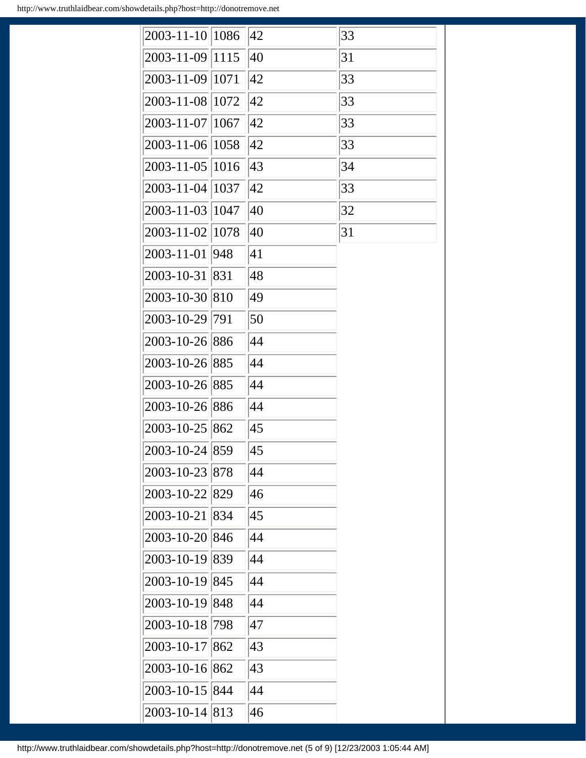| | | | |
|---|---|---|---|
| 2003-11-10 | 1086 | 42 | 33 |
| 2003-11-09 | 1115 | 40 | 31 |
| 2003-11-09 | 1071 | 42 | 33 |
| 2003-11-08 | 1072 | 42 | 33 |
| 2003-11-07 | 1067 | 42 | 33 |
| 2003-11-06 | 1058 | 42 | 33 |
| 2003-11-05 | 1016 | 43 | 34 |
| 2003-11-04 | 1037 | 42 | 33 |
| 2003-11-03 | 1047 | 40 | 32 |
| 2003-11-02 | 1078 | 40 | 31 |
| 2003-11-01 | 948 | 41 | |
| 2003-10-31 | 831 | 48 | |
| 2003-10-30 | 810 | 49 | |
| 2003-10-29 | 791 | 50 | |
| 2003-10-26 | 886 | 44 | |
| 2003-10-26 | 885 | 44 | |
| 2003-10-26 | 885 | 44 | |
| 2003-10-26 | 886 | 44 | |
| 2003-10-25 | 862 | 45 | |
| 2003-10-24 | 859 | 45 | |
| 2003-10-23 | 878 | 44 | |
| 2003-10-22 | 829 | 46 | |
| 2003-10-21 | 834 | 45 | |
| 2003-10-20 | 846 | 44 | |
| 2003-10-19 | 839 | 44 | |
| 2003-10-19 | 845 | 44 | |
| 2003-10-19 | 848 | 44 | |
| 2003-10-18 | 798 | 47 | |
| 2003-10-17 | 862 | 43 | |
| 2003-10-16 | 862 | 43 | |
| 2003-10-15 | 844 | 44 | |
| 2003-10-14 | 813 | 46 | |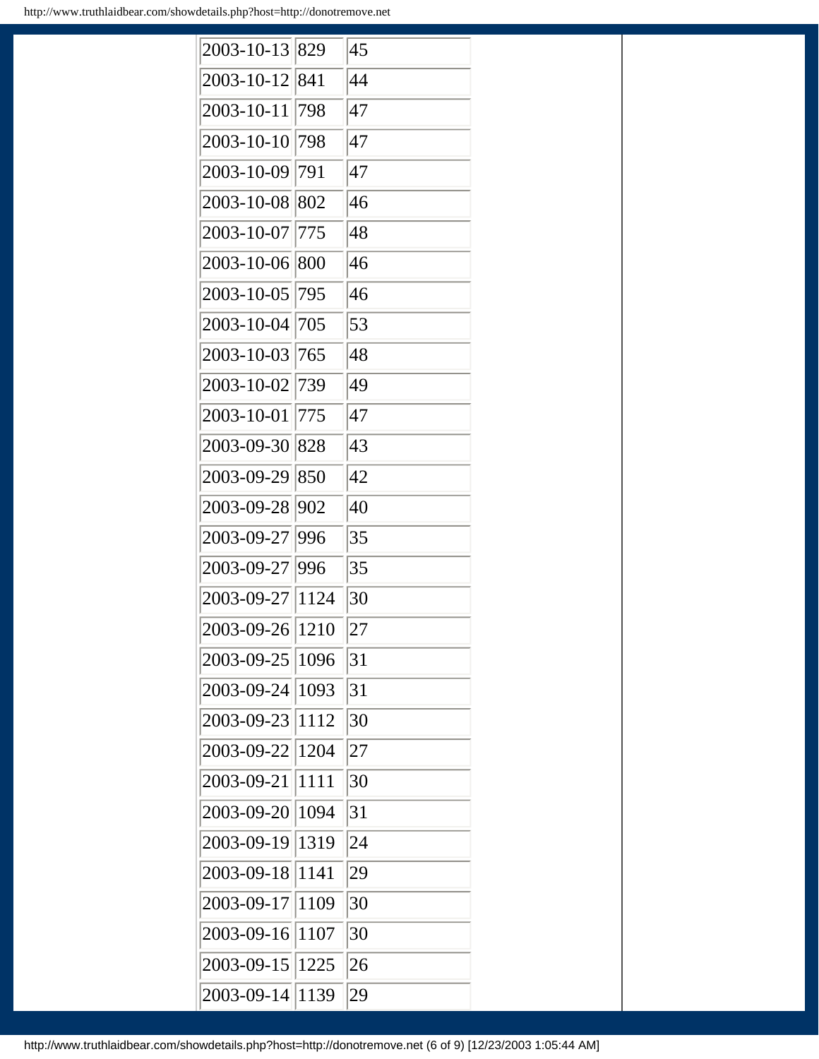| | | |
|---|---|---|
| 2003-10-13 | 829 | 45 |
| 2003-10-12 | 841 | 44 |
| 2003-10-11 | 798 | 47 |
| 2003-10-10 | 798 | 47 |
| 2003-10-09 | 791 | 47 |
| 2003-10-08 | 802 | 46 |
| 2003-10-07 | 775 | 48 |
| 2003-10-06 | 800 | 46 |
| 2003-10-05 | 795 | 46 |
| 2003-10-04 | 705 | 53 |
| 2003-10-03 | 765 | 48 |
| 2003-10-02 | 739 | 49 |
| 2003-10-01 | 775 | 47 |
| 2003-09-30 | 828 | 43 |
| 2003-09-29 | 850 | 42 |
| 2003-09-28 | 902 | 40 |
| 2003-09-27 | 996 | 35 |
| 2003-09-27 | 996 | 35 |
| 2003-09-27 | 1124 | 30 |
| 2003-09-26 | 1210 | 27 |
| 2003-09-25 | 1096 | 31 |
| 2003-09-24 | 1093 | 31 |
| 2003-09-23 | 1112 | 30 |
| 2003-09-22 | 1204 | 27 |
| 2003-09-21 | 1111 | 30 |
| 2003-09-20 | 1094 | 31 |
| 2003-09-19 | 1319 | 24 |
| 2003-09-18 | 1141 | 29 |
| 2003-09-17 | 1109 | 30 |
| 2003-09-16 | 1107 | 30 |
| 2003-09-15 | 1225 | 26 |
| 2003-09-14 | 1139 | 29 |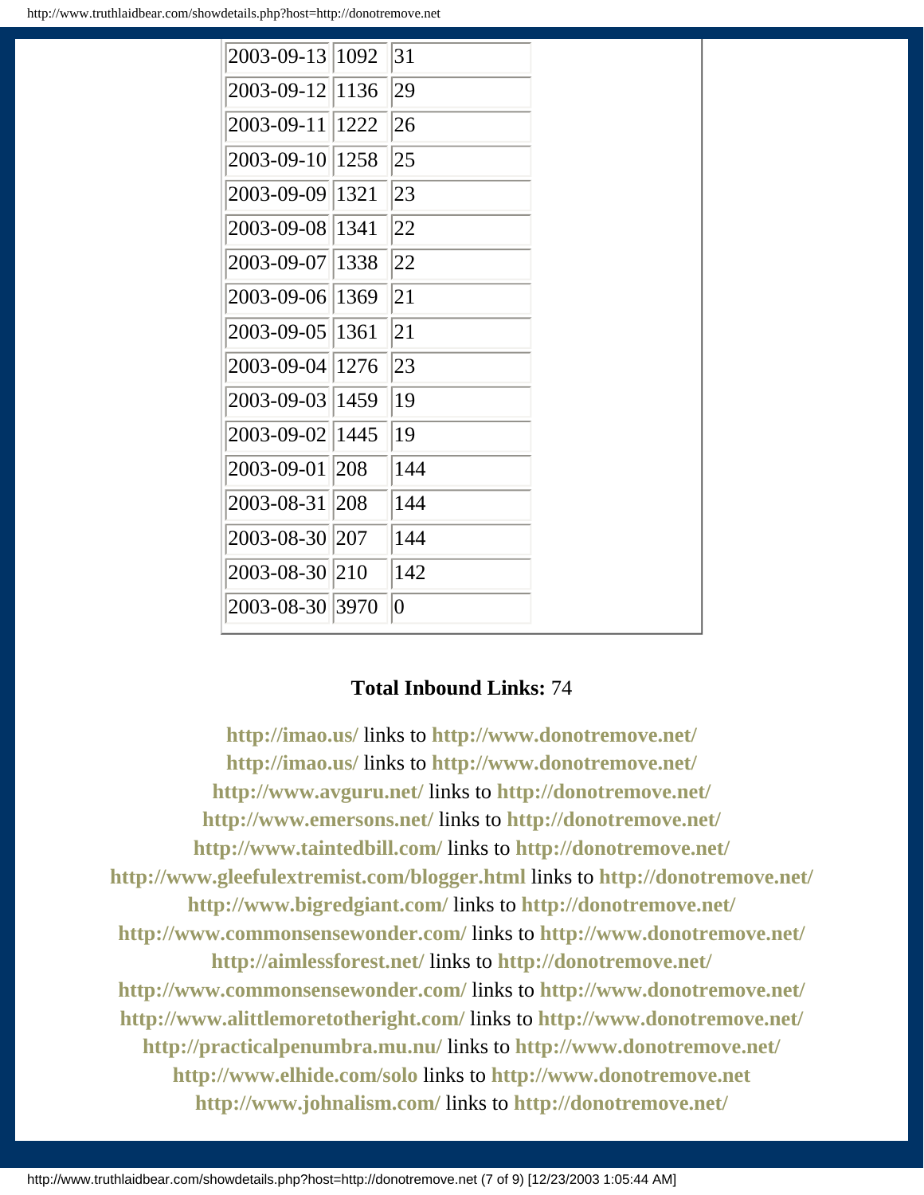| | | |
|---|---|---|
| 2003-09-13 | 1092 | 31 |
| 2003-09-12 | 1136 | 29 |
| 2003-09-11 | 1222 | 26 |
| 2003-09-10 | 1258 | 25 |
| 2003-09-09 | 1321 | 23 |
| 2003-09-08 | 1341 | 22 |
| 2003-09-07 | 1338 | 22 |
| 2003-09-06 | 1369 | 21 |
| 2003-09-05 | 1361 | 21 |
| 2003-09-04 | 1276 | 23 |
| 2003-09-03 | 1459 | 19 |
| 2003-09-02 | 1445 | 19 |
| 2003-09-01 | 208 | 144 |
| 2003-08-31 | 208 | 144 |
| 2003-08-30 | 207 | 144 |
| 2003-08-30 | 210 | 142 |
| 2003-08-30 | 3970 | 0 |

**Total Inbound Links:** 74

**http://imao.us/** links to **http://www.donotremove.net/**
**http://imao.us/** links to **http://www.donotremove.net/**
**http://www.avguru.net/** links to **http://donotremove.net/**
**http://www.emersons.net/** links to **http://donotremove.net/**
**http://www.taintedbill.com/** links to **http://donotremove.net/**
**http://www.gleefulextremist.com/blogger.html** links to **http://donotremove.net/**
**http://www.bigredgiant.com/** links to **http://donotremove.net/**
**http://www.commonsensewonder.com/** links to **http://www.donotremove.net/**
**http://aimlessforest.net/** links to **http://donotremove.net/**
**http://www.commonsensewonder.com/** links to **http://www.donotremove.net/**
**http://www.alittlemoretotheright.com/** links to **http://www.donotremove.net/**
**http://practicalpenumbra.mu.nu/** links to **http://www.donotremove.net/**
**http://www.elhide.com/solo** links to **http://www.donotremove.net**
**http://www.johnalism.com/** links to **http://donotremove.net/**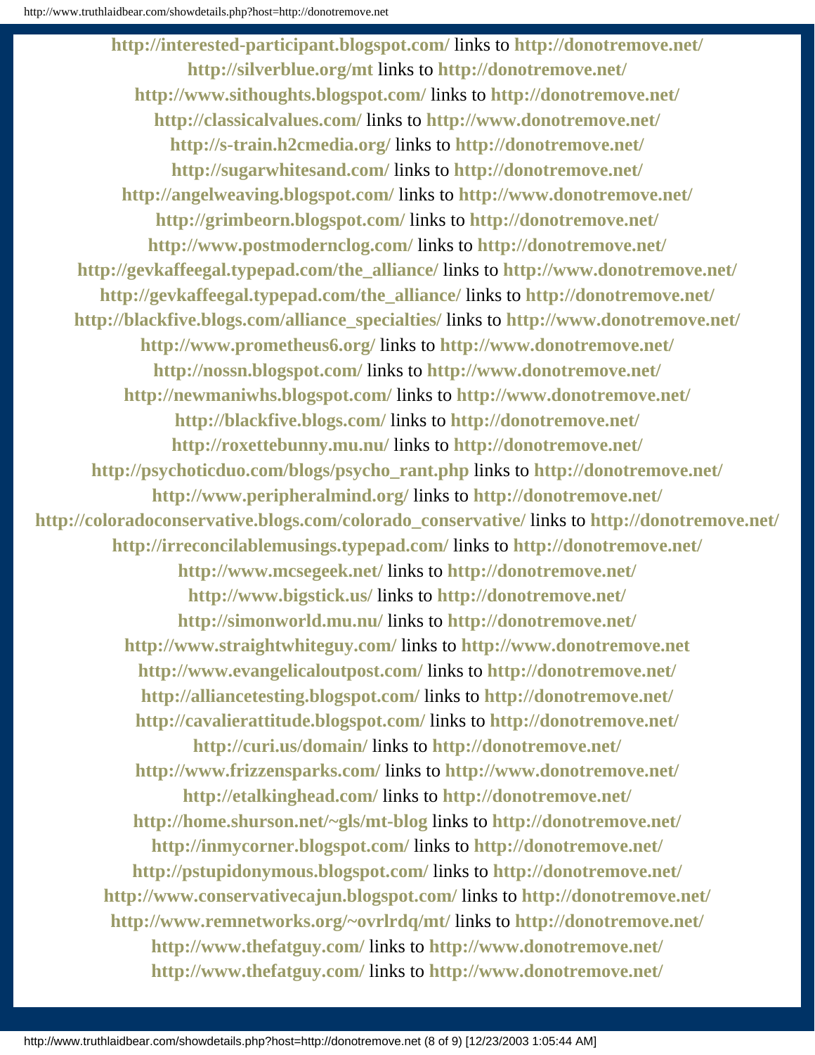**http://interested-participant.blogspot.com/** links to **http://donotremove.net/**
**http://silverblue.org/mt** links to **http://donotremove.net/**
**http://www.sithoughts.blogspot.com/** links to **http://donotremove.net/**
**http://classicalvalues.com/** links to **http://www.donotremove.net/**
**http://s-train.h2cmedia.org/** links to **http://donotremove.net/**
**http://sugarwhitesand.com/** links to **http://donotremove.net/**
**http://angelweaving.blogspot.com/** links to **http://www.donotremove.net/**
**http://grimbeorn.blogspot.com/** links to **http://donotremove.net/**
**http://www.postmodernclog.com/** links to **http://donotremove.net/**
**http://gevkaffeegal.typepad.com/the_alliance/** links to **http://www.donotremove.net/**
**http://gevkaffeegal.typepad.com/the_alliance/** links to **http://donotremove.net/**
**http://blackfive.blogs.com/alliance_specialties/** links to **http://www.donotremove.net/**
**http://www.prometheus6.org/** links to **http://www.donotremove.net/**
**http://nossn.blogspot.com/** links to **http://www.donotremove.net/**
**http://newmaniwhs.blogspot.com/** links to **http://www.donotremove.net/**
**http://blackfive.blogs.com/** links to **http://donotremove.net/**
**http://roxettebunny.mu.nu/** links to **http://donotremove.net/**
**http://psychoticduo.com/blogs/psycho_rant.php** links to **http://donotremove.net/**
**http://www.peripheralmind.org/** links to **http://donotremove.net/**
**http://coloradoconservative.blogs.com/colorado_conservative/** links to **http://donotremove.net/**
**http://irreconcilablemusings.typepad.com/** links to **http://donotremove.net/**
**http://www.mcsegeek.net/** links to **http://donotremove.net/**
**http://www.bigstick.us/** links to **http://donotremove.net/**
**http://simonworld.mu.nu/** links to **http://donotremove.net/**
**http://www.straightwhiteguy.com/** links to **http://www.donotremove.net**
**http://www.evangelicaloutpost.com/** links to **http://donotremove.net/**
**http://alliancetesting.blogspot.com/** links to **http://donotremove.net/**
**http://cavalierattitude.blogspot.com/** links to **http://donotremove.net/**
**http://curi.us/domain/** links to **http://donotremove.net/**
**http://www.frizzensparks.com/** links to **http://www.donotremove.net/**
**http://etalkinghead.com/** links to **http://donotremove.net/**
**http://home.shurson.net/~gls/mt-blog** links to **http://donotremove.net/**
**http://inmycorner.blogspot.com/** links to **http://donotremove.net/**
**http://pstupidonymous.blogspot.com/** links to **http://donotremove.net/**
**http://www.conservativecajun.blogspot.com/** links to **http://donotremove.net/**
**http://www.remnetworks.org/~ovrlrdq/mt/** links to **http://donotremove.net/**
**http://www.thefatguy.com/** links to **http://www.donotremove.net/**
**http://www.thefatguy.com/** links to **http://www.donotremove.net/**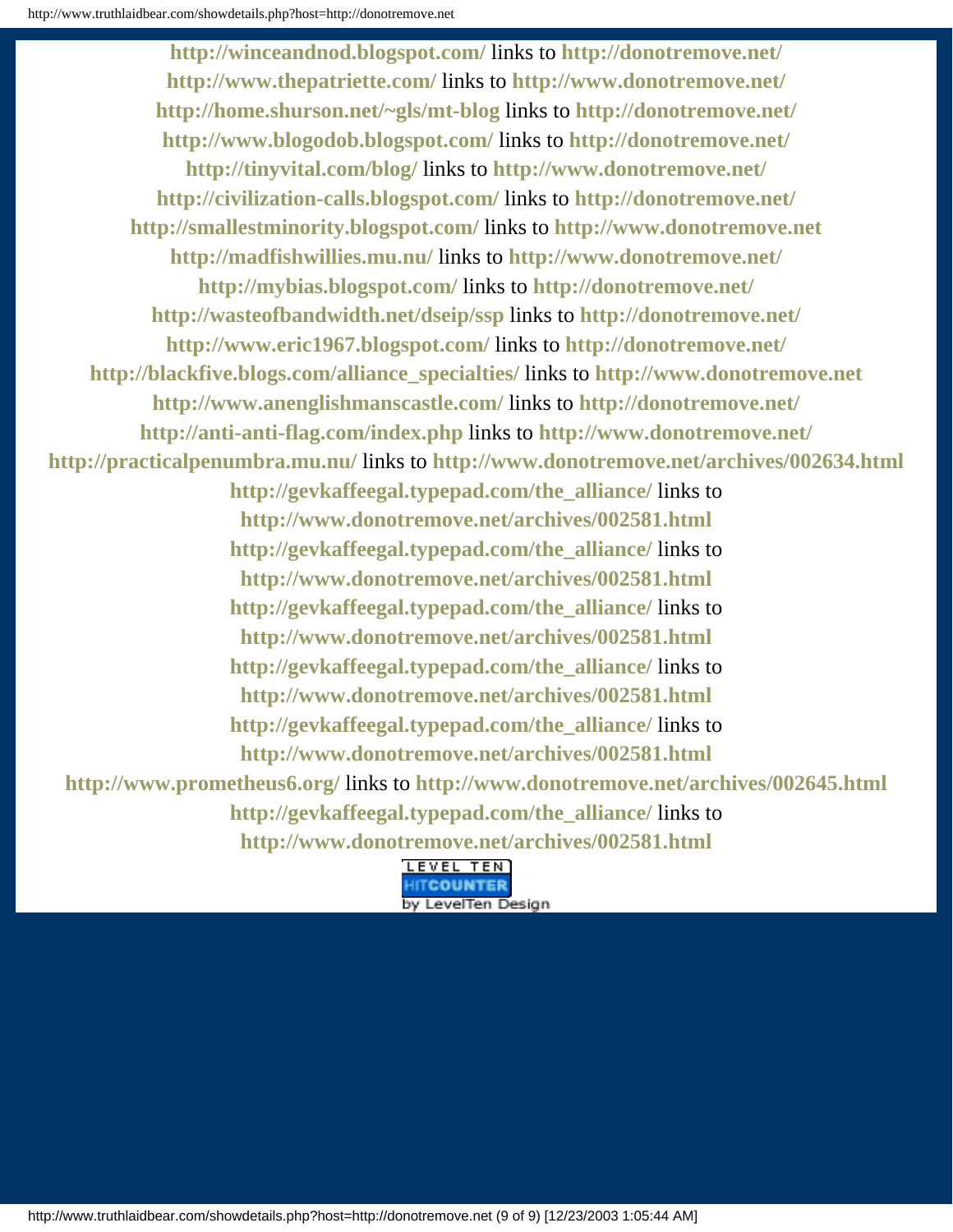http://winceandnod.blogspot.com/ links to http://donotremove.net/

http://www.thepatriette.com/ links to http://www.donotremove.net/

http://home.shurson.net/~gls/mt-blog links to http://donotremove.net/

http://www.blogodob.blogspot.com/ links to http://donotremove.net/

http://tinyvital.com/blog/ links to http://www.donotremove.net/

http://civilization-calls.blogspot.com/ links to http://donotremove.net/

http://smallestminority.blogspot.com/ links to http://www.donotremove.net

http://madfishwillies.mu.nu/ links to http://www.donotremove.net/

http://mybias.blogspot.com/ links to http://donotremove.net/

http://wasteofbandwidth.net/dseip/ssp links to http://donotremove.net/

http://www.eric1967.blogspot.com/ links to http://donotremove.net/

http://blackfive.blogs.com/alliance_specialties/ links to http://www.donotremove.net

http://www.anenglishmanscastle.com/ links to http://donotremove.net/

http://anti-anti-flag.com/index.php links to http://www.donotremove.net/

http://practicalpenumbra.mu.nu/ links to http://www.donotremove.net/archives/002634.html

http://gevkaffeegal.typepad.com/the_alliance/ links to http://www.donotremove.net/archives/002581.html

http://gevkaffeegal.typepad.com/the_alliance/ links to http://www.donotremove.net/archives/002581.html

http://gevkaffeegal.typepad.com/the_alliance/ links to http://www.donotremove.net/archives/002581.html

http://gevkaffeegal.typepad.com/the_alliance/ links to http://www.donotremove.net/archives/002581.html

http://gevkaffeegal.typepad.com/the_alliance/ links to http://www.donotremove.net/archives/002581.html

http://www.prometheus6.org/ links to http://www.donotremove.net/archives/002645.html

http://gevkaffeegal.typepad.com/the_alliance/ links to http://www.donotremove.net/archives/002581.html

LEVEL TEN HITCOUNTER by LevelTen Design